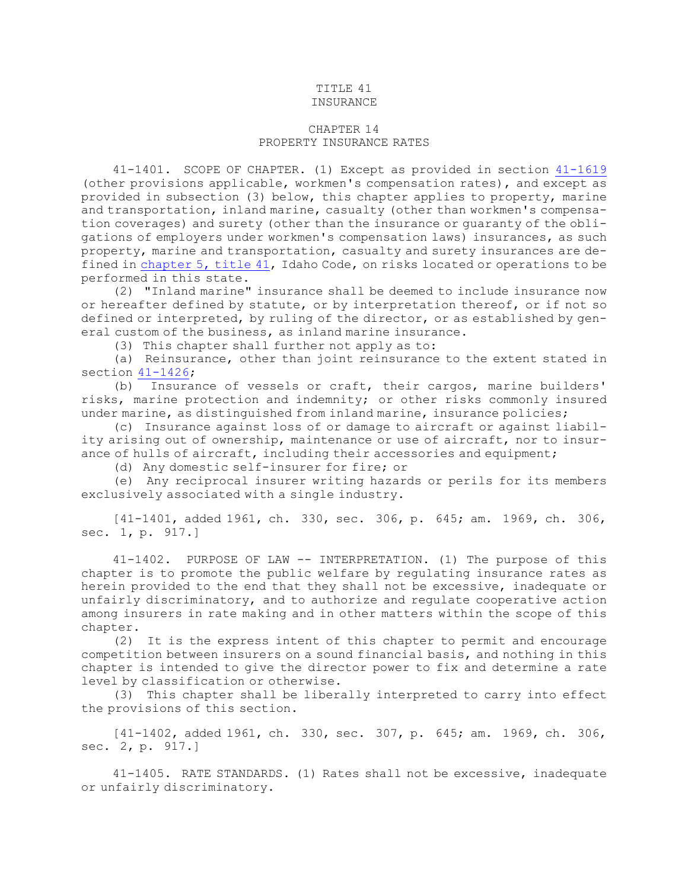# TITLE 41
# INSURANCE

## CHAPTER 14
## PROPERTY INSURANCE RATES

41-1401. SCOPE OF CHAPTER. (1) Except as provided in section [41-1619](41-1619) (other provisions applicable, workmen's compensation rates), and except as provided in subsection (3) below, this chapter applies to property, marine and transportation, inland marine, casualty (other than workmen's compensation coverages) and surety (other than the insurance or guaranty of the obligations of employers under workmen's compensation laws) insurances, as such property, marine and transportation, casualty and surety insurances are defined in [chapter 5, title 41](chapter 5, title 41), Idaho Code, on risks located or operations to be performed in this state.

(2) "Inland marine" insurance shall be deemed to include insurance now or hereafter defined by statute, or by interpretation thereof, or if not so defined or interpreted, by ruling of the director, or as established by general custom of the business, as inland marine insurance.

(3) This chapter shall further not apply as to:

(a) Reinsurance, other than joint reinsurance to the extent stated in section [41-1426](41-1426);

(b) Insurance of vessels or craft, their cargos, marine builders' risks, marine protection and indemnity; or other risks commonly insured under marine, as distinguished from inland marine, insurance policies;

(c) Insurance against loss of or damage to aircraft or against liability arising out of ownership, maintenance or use of aircraft, nor to insurance of hulls of aircraft, including their accessories and equipment;

(d) Any domestic self-insurer for fire; or

(e) Any reciprocal insurer writing hazards or perils for its members exclusively associated with a single industry.

[41-1401, added 1961, ch. 330, sec. 306, p. 645; am. 1969, ch. 306, sec. 1, p. 917.]

41-1402. PURPOSE OF LAW -- INTERPRETATION. (1) The purpose of this chapter is to promote the public welfare by regulating insurance rates as herein provided to the end that they shall not be excessive, inadequate or unfairly discriminatory, and to authorize and regulate cooperative action among insurers in rate making and in other matters within the scope of this chapter.

(2) It is the express intent of this chapter to permit and encourage competition between insurers on a sound financial basis, and nothing in this chapter is intended to give the director power to fix and determine a rate level by classification or otherwise.

(3) This chapter shall be liberally interpreted to carry into effect the provisions of this section.

[41-1402, added 1961, ch. 330, sec. 307, p. 645; am. 1969, ch. 306, sec. 2, p. 917.]

41-1405. RATE STANDARDS. (1) Rates shall not be excessive, inadequate or unfairly discriminatory.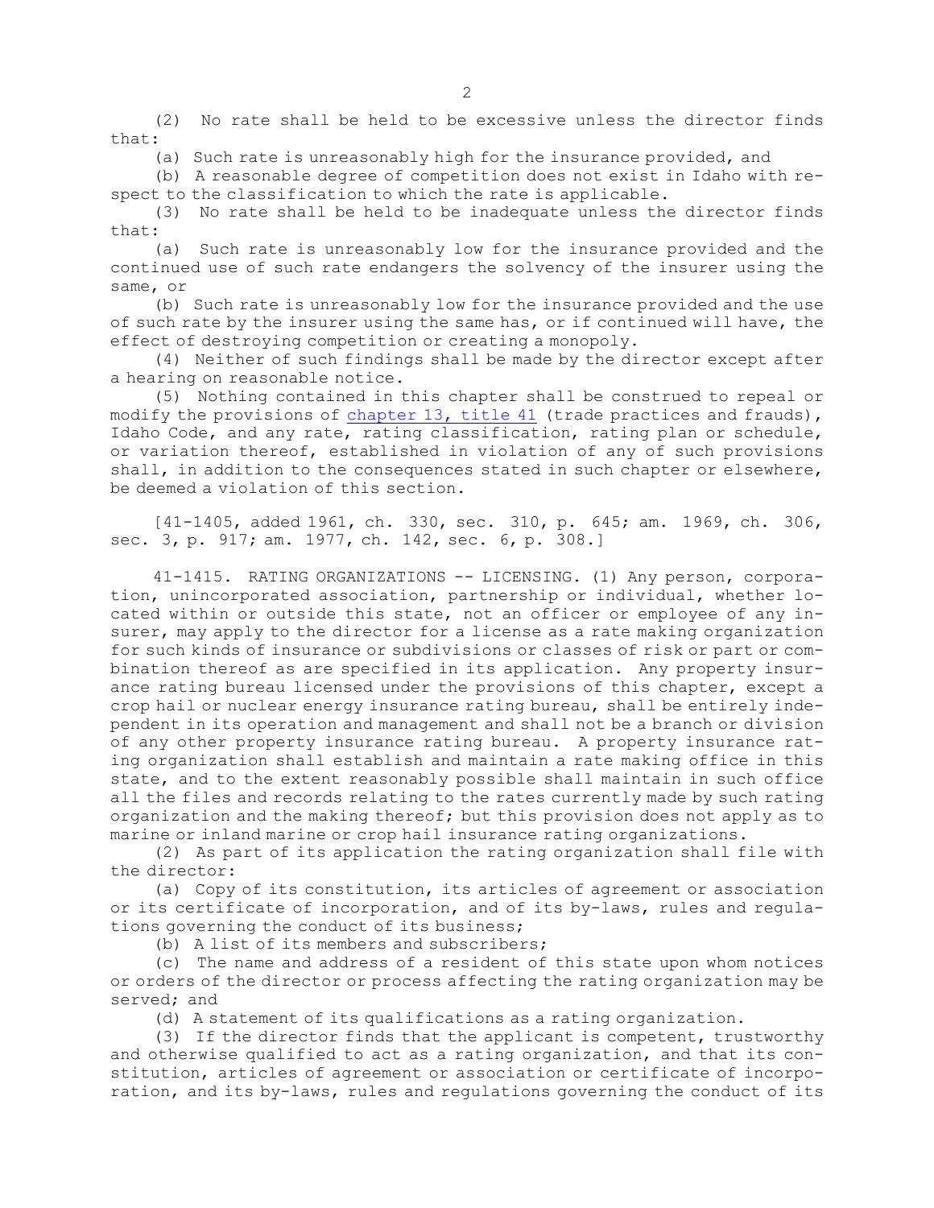(2) No rate shall be held to be excessive unless the director finds that:

(a) Such rate is unreasonably high for the insurance provided, and

(b) A reasonable degree of competition does not exist in Idaho with respect to the classification to which the rate is applicable.

(3) No rate shall be held to be inadequate unless the director finds that:

(a) Such rate is unreasonably low for the insurance provided and the continued use of such rate endangers the solvency of the insurer using the same, or

(b) Such rate is unreasonably low for the insurance provided and the use of such rate by the insurer using the same has, or if continued will have, the effect of destroying competition or creating a monopoly.

(4) Neither of such findings shall be made by the director except after a hearing on reasonable notice.

(5) Nothing contained in this chapter shall be construed to repeal or modify the provisions of chapter 13, title 41 (trade practices and frauds), Idaho Code, and any rate, rating classification, rating plan or schedule, or variation thereof, established in violation of any of such provisions shall, in addition to the consequences stated in such chapter or elsewhere, be deemed a violation of this section.

[41-1405, added 1961, ch. 330, sec. 310, p. 645; am. 1969, ch. 306, sec. 3, p. 917; am. 1977, ch. 142, sec. 6, p. 308.]

41-1415. RATING ORGANIZATIONS -- LICENSING. (1) Any person, corporation, unincorporated association, partnership or individual, whether located within or outside this state, not an officer or employee of any insurer, may apply to the director for a license as a rate making organization for such kinds of insurance or subdivisions or classes of risk or part or combination thereof as are specified in its application. Any property insurance rating bureau licensed under the provisions of this chapter, except a crop hail or nuclear energy insurance rating bureau, shall be entirely independent in its operation and management and shall not be a branch or division of any other property insurance rating bureau. A property insurance rating organization shall establish and maintain a rate making office in this state, and to the extent reasonably possible shall maintain in such office all the files and records relating to the rates currently made by such rating organization and the making thereof; but this provision does not apply as to marine or inland marine or crop hail insurance rating organizations.

(2) As part of its application the rating organization shall file with the director:

(a) Copy of its constitution, its articles of agreement or association or its certificate of incorporation, and of its by-laws, rules and regulations governing the conduct of its business;

(b) A list of its members and subscribers;

(c) The name and address of a resident of this state upon whom notices or orders of the director or process affecting the rating organization may be served; and

(d) A statement of its qualifications as a rating organization.

(3) If the director finds that the applicant is competent, trustworthy and otherwise qualified to act as a rating organization, and that its constitution, articles of agreement or association or certificate of incorporation, and its by-laws, rules and regulations governing the conduct of its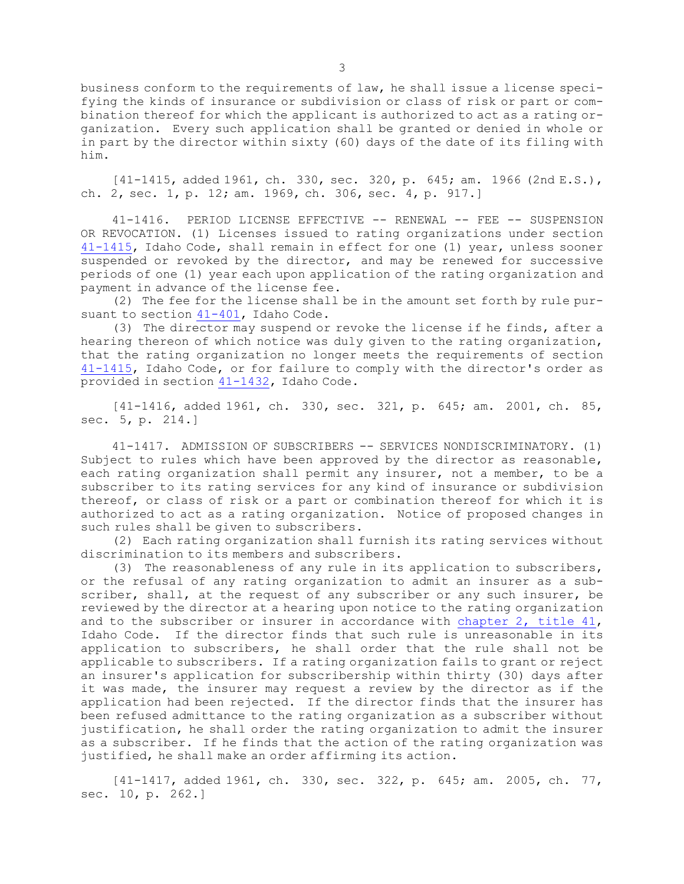business conform to the requirements of law, he shall issue a license specifying the kinds of insurance or subdivision or class of risk or part or combination thereof for which the applicant is authorized to act as a rating organization. Every such application shall be granted or denied in whole or in part by the director within sixty (60) days of the date of its filing with him.

[41-1415, added 1961, ch. 330, sec. 320, p. 645; am. 1966 (2nd E.S.), ch. 2, sec. 1, p. 12; am. 1969, ch. 306, sec. 4, p. 917.]

41-1416. PERIOD LICENSE EFFECTIVE -- RENEWAL -- FEE -- SUSPENSION OR REVOCATION. (1) Licenses issued to rating organizations under section 41-1415, Idaho Code, shall remain in effect for one (1) year, unless sooner suspended or revoked by the director, and may be renewed for successive periods of one (1) year each upon application of the rating organization and payment in advance of the license fee.

(2) The fee for the license shall be in the amount set forth by rule pursuant to section 41-401, Idaho Code.

(3) The director may suspend or revoke the license if he finds, after a hearing thereon of which notice was duly given to the rating organization, that the rating organization no longer meets the requirements of section 41-1415, Idaho Code, or for failure to comply with the director's order as provided in section 41-1432, Idaho Code.

[41-1416, added 1961, ch. 330, sec. 321, p. 645; am. 2001, ch. 85, sec. 5, p. 214.]

41-1417. ADMISSION OF SUBSCRIBERS -- SERVICES NONDISCRIMINATORY. (1) Subject to rules which have been approved by the director as reasonable, each rating organization shall permit any insurer, not a member, to be a subscriber to its rating services for any kind of insurance or subdivision thereof, or class of risk or a part or combination thereof for which it is authorized to act as a rating organization. Notice of proposed changes in such rules shall be given to subscribers.

(2) Each rating organization shall furnish its rating services without discrimination to its members and subscribers.

(3) The reasonableness of any rule in its application to subscribers, or the refusal of any rating organization to admit an insurer as a subscriber, shall, at the request of any subscriber or any such insurer, be reviewed by the director at a hearing upon notice to the rating organization and to the subscriber or insurer in accordance with chapter 2, title 41, Idaho Code. If the director finds that such rule is unreasonable in its application to subscribers, he shall order that the rule shall not be applicable to subscribers. If a rating organization fails to grant or reject an insurer's application for subscribership within thirty (30) days after it was made, the insurer may request a review by the director as if the application had been rejected. If the director finds that the insurer has been refused admittance to the rating organization as a subscriber without justification, he shall order the rating organization to admit the insurer as a subscriber. If he finds that the action of the rating organization was justified, he shall make an order affirming its action.

[41-1417, added 1961, ch. 330, sec. 322, p. 645; am. 2005, ch. 77, sec. 10, p. 262.]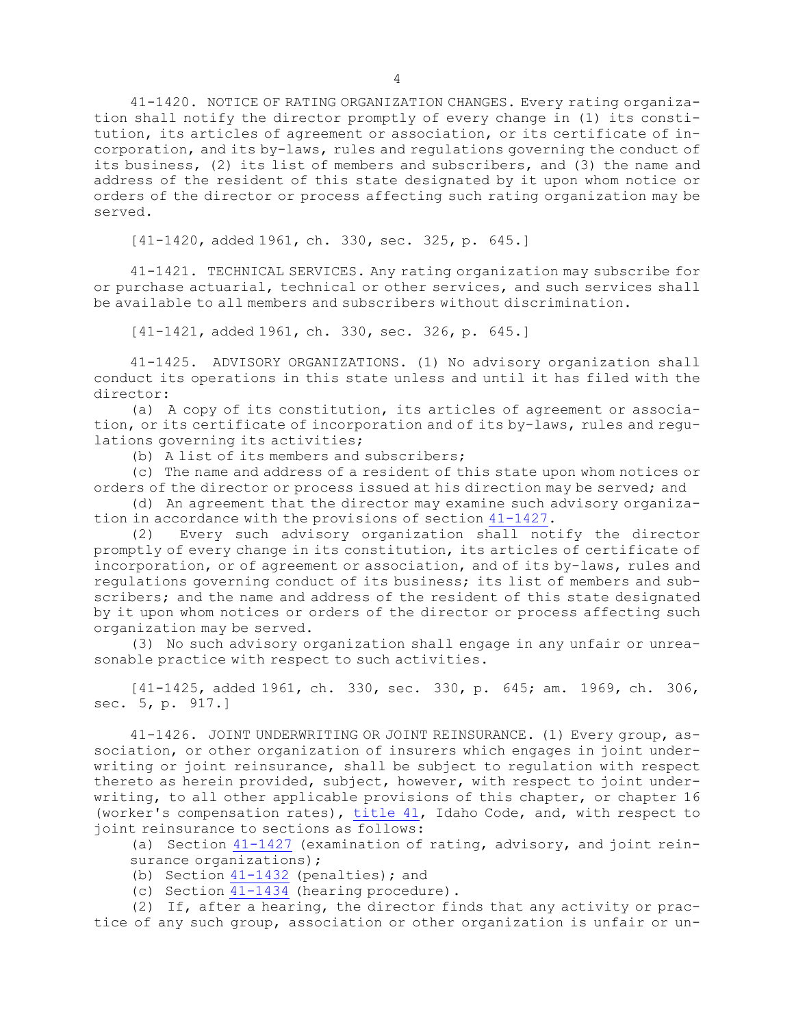41-1420. NOTICE OF RATING ORGANIZATION CHANGES. Every rating organization shall notify the director promptly of every change in (1) its constitution, its articles of agreement or association, or its certificate of incorporation, and its by-laws, rules and regulations governing the conduct of its business, (2) its list of members and subscribers, and (3) the name and address of the resident of this state designated by it upon whom notice or orders of the director or process affecting such rating organization may be served.

[41-1420, added 1961, ch. 330, sec. 325, p. 645.]

41-1421. TECHNICAL SERVICES. Any rating organization may subscribe for or purchase actuarial, technical or other services, and such services shall be available to all members and subscribers without discrimination.

[41-1421, added 1961, ch. 330, sec. 326, p. 645.]

41-1425. ADVISORY ORGANIZATIONS. (1) No advisory organization shall conduct its operations in this state unless and until it has filed with the director:

(a) A copy of its constitution, its articles of agreement or association, or its certificate of incorporation and of its by-laws, rules and regulations governing its activities;

(b) A list of its members and subscribers;

(c) The name and address of a resident of this state upon whom notices or orders of the director or process issued at his direction may be served; and

(d) An agreement that the director may examine such advisory organization in accordance with the provisions of section 41-1427.

(2) Every such advisory organization shall notify the director promptly of every change in its constitution, its articles of certificate of incorporation, or of agreement or association, and of its by-laws, rules and regulations governing conduct of its business; its list of members and subscribers; and the name and address of the resident of this state designated by it upon whom notices or orders of the director or process affecting such organization may be served.

(3) No such advisory organization shall engage in any unfair or unreasonable practice with respect to such activities.

[41-1425, added 1961, ch. 330, sec. 330, p. 645; am. 1969, ch. 306, sec. 5, p. 917.]

41-1426. JOINT UNDERWRITING OR JOINT REINSURANCE. (1) Every group, association, or other organization of insurers which engages in joint underwriting or joint reinsurance, shall be subject to regulation with respect thereto as herein provided, subject, however, with respect to joint underwriting, to all other applicable provisions of this chapter, or chapter 16 (worker's compensation rates), title 41, Idaho Code, and, with respect to joint reinsurance to sections as follows:

(a) Section 41-1427 (examination of rating, advisory, and joint reinsurance organizations);

(b) Section 41-1432 (penalties); and

(c) Section 41-1434 (hearing procedure).

(2) If, after a hearing, the director finds that any activity or practice of any such group, association or other organization is unfair or un-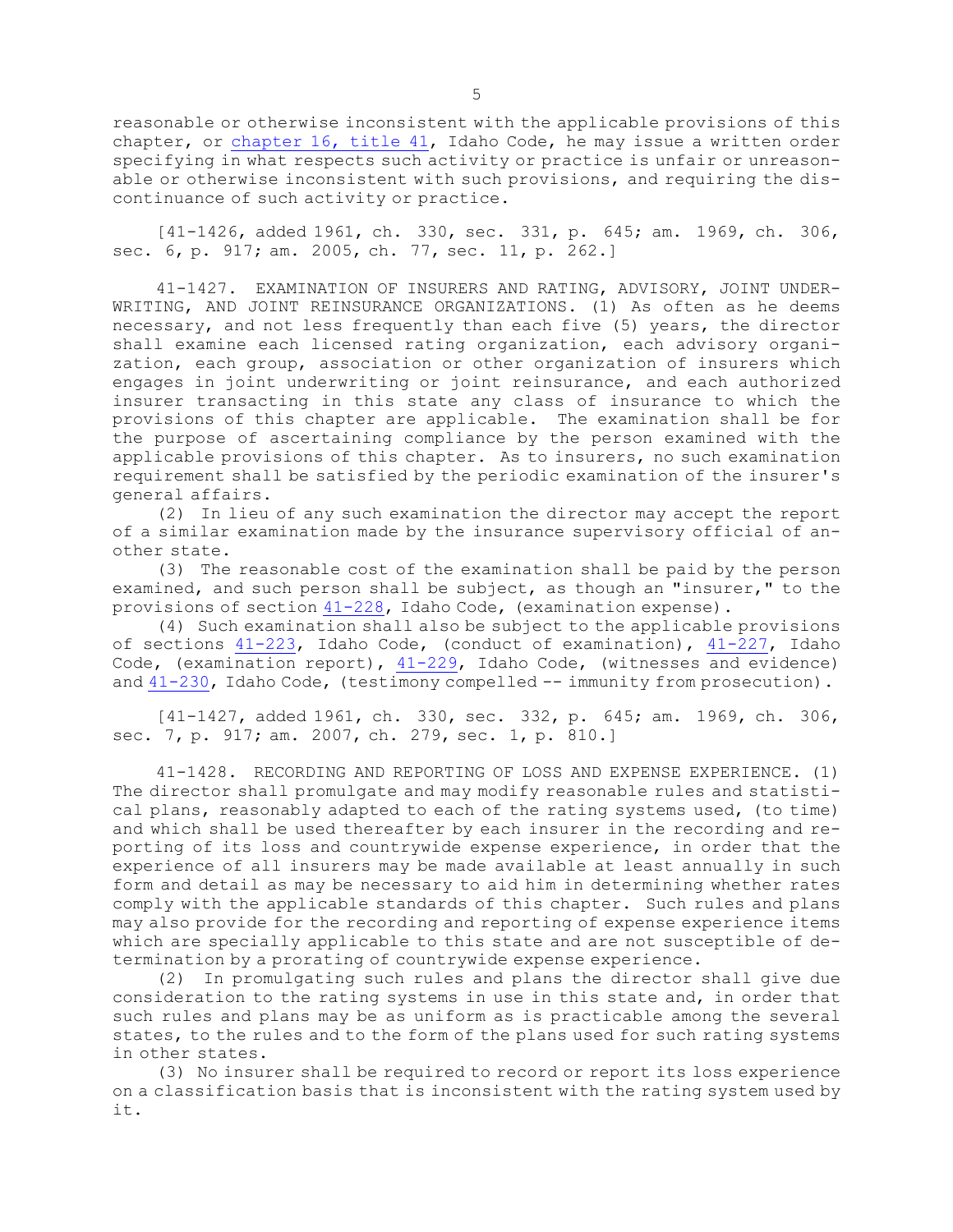reasonable or otherwise inconsistent with the applicable provisions of this chapter, or chapter 16, title 41, Idaho Code, he may issue a written order specifying in what respects such activity or practice is unfair or unreasonable or otherwise inconsistent with such provisions, and requiring the discontinuance of such activity or practice.

[41-1426, added 1961, ch. 330, sec. 331, p. 645; am. 1969, ch. 306, sec. 6, p. 917; am. 2005, ch. 77, sec. 11, p. 262.]

41-1427. EXAMINATION OF INSURERS AND RATING, ADVISORY, JOINT UNDERWRITING, AND JOINT REINSURANCE ORGANIZATIONS. (1) As often as he deems necessary, and not less frequently than each five (5) years, the director shall examine each licensed rating organization, each advisory organization, each group, association or other organization of insurers which engages in joint underwriting or joint reinsurance, and each authorized insurer transacting in this state any class of insurance to which the provisions of this chapter are applicable. The examination shall be for the purpose of ascertaining compliance by the person examined with the applicable provisions of this chapter. As to insurers, no such examination requirement shall be satisfied by the periodic examination of the insurer's general affairs.

(2) In lieu of any such examination the director may accept the report of a similar examination made by the insurance supervisory official of another state.

(3) The reasonable cost of the examination shall be paid by the person examined, and such person shall be subject, as though an "insurer," to the provisions of section 41-228, Idaho Code, (examination expense).

(4) Such examination shall also be subject to the applicable provisions of sections 41-223, Idaho Code, (conduct of examination), 41-227, Idaho Code, (examination report), 41-229, Idaho Code, (witnesses and evidence) and 41-230, Idaho Code, (testimony compelled -- immunity from prosecution).

[41-1427, added 1961, ch. 330, sec. 332, p. 645; am. 1969, ch. 306, sec. 7, p. 917; am. 2007, ch. 279, sec. 1, p. 810.]

41-1428. RECORDING AND REPORTING OF LOSS AND EXPENSE EXPERIENCE. (1) The director shall promulgate and may modify reasonable rules and statistical plans, reasonably adapted to each of the rating systems used, (to time) and which shall be used thereafter by each insurer in the recording and reporting of its loss and countrywide expense experience, in order that the experience of all insurers may be made available at least annually in such form and detail as may be necessary to aid him in determining whether rates comply with the applicable standards of this chapter. Such rules and plans may also provide for the recording and reporting of expense experience items which are specially applicable to this state and are not susceptible of determination by a prorating of countrywide expense experience.

(2) In promulgating such rules and plans the director shall give due consideration to the rating systems in use in this state and, in order that such rules and plans may be as uniform as is practicable among the several states, to the rules and to the form of the plans used for such rating systems in other states.

(3) No insurer shall be required to record or report its loss experience on a classification basis that is inconsistent with the rating system used by it.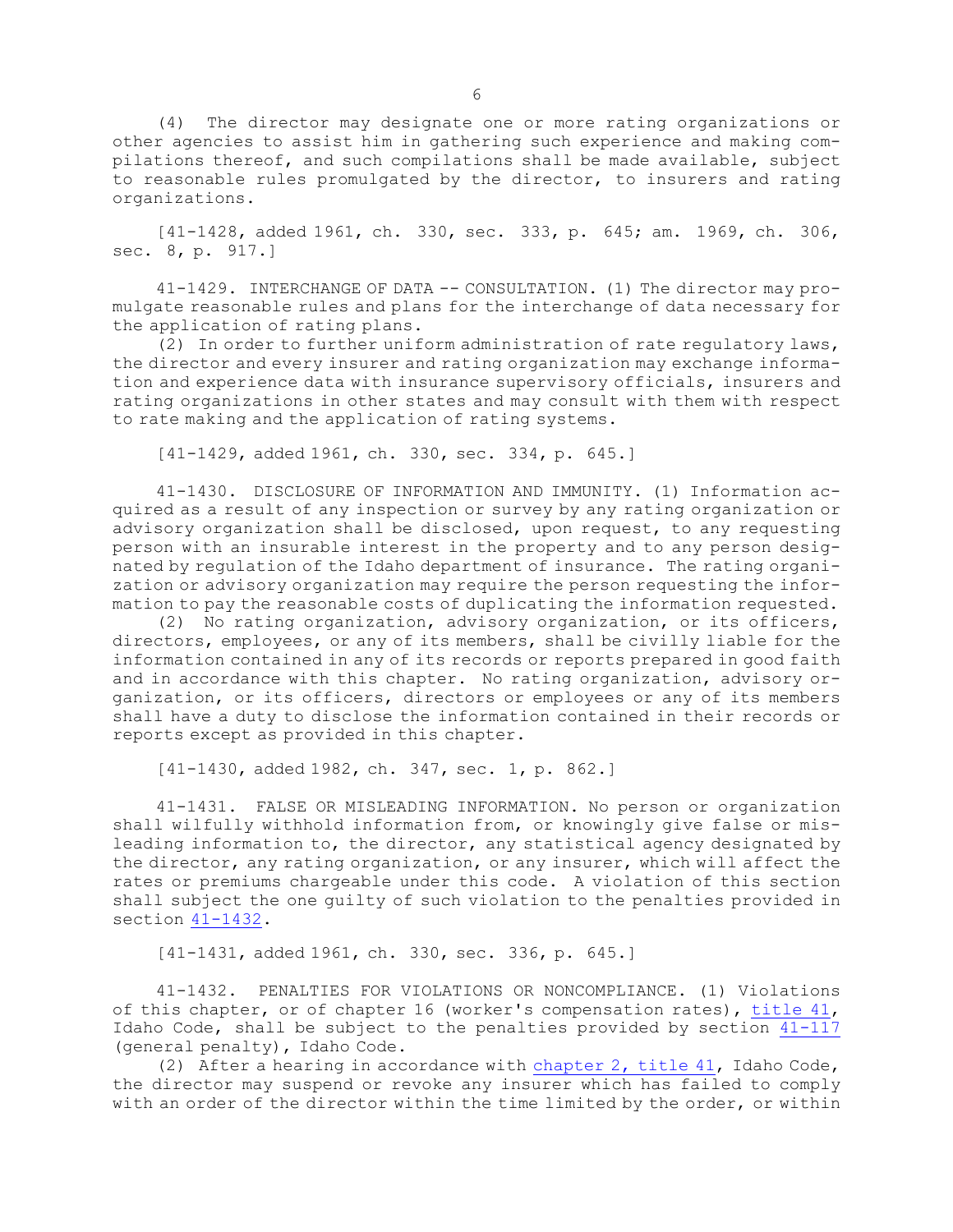(4) The director may designate one or more rating organizations or other agencies to assist him in gathering such experience and making compilations thereof, and such compilations shall be made available, subject to reasonable rules promulgated by the director, to insurers and rating organizations.

[41-1428, added 1961, ch. 330, sec. 333, p. 645; am. 1969, ch. 306, sec. 8, p. 917.]

41-1429. INTERCHANGE OF DATA -- CONSULTATION. (1) The director may promulgate reasonable rules and plans for the interchange of data necessary for the application of rating plans.

(2) In order to further uniform administration of rate regulatory laws, the director and every insurer and rating organization may exchange information and experience data with insurance supervisory officials, insurers and rating organizations in other states and may consult with them with respect to rate making and the application of rating systems.

[41-1429, added 1961, ch. 330, sec. 334, p. 645.]

41-1430. DISCLOSURE OF INFORMATION AND IMMUNITY. (1) Information acquired as a result of any inspection or survey by any rating organization or advisory organization shall be disclosed, upon request, to any requesting person with an insurable interest in the property and to any person designated by regulation of the Idaho department of insurance. The rating organization or advisory organization may require the person requesting the information to pay the reasonable costs of duplicating the information requested.

(2) No rating organization, advisory organization, or its officers, directors, employees, or any of its members, shall be civilly liable for the information contained in any of its records or reports prepared in good faith and in accordance with this chapter. No rating organization, advisory organization, or its officers, directors or employees or any of its members shall have a duty to disclose the information contained in their records or reports except as provided in this chapter.

[41-1430, added 1982, ch. 347, sec. 1, p. 862.]

41-1431. FALSE OR MISLEADING INFORMATION. No person or organization shall wilfully withhold information from, or knowingly give false or misleading information to, the director, any statistical agency designated by the director, any rating organization, or any insurer, which will affect the rates or premiums chargeable under this code. A violation of this section shall subject the one guilty of such violation to the penalties provided in section 41-1432.

[41-1431, added 1961, ch. 330, sec. 336, p. 645.]

41-1432. PENALTIES FOR VIOLATIONS OR NONCOMPLIANCE. (1) Violations of this chapter, or of chapter 16 (worker's compensation rates), title 41, Idaho Code, shall be subject to the penalties provided by section 41-117 (general penalty), Idaho Code.

(2) After a hearing in accordance with chapter 2, title 41, Idaho Code, the director may suspend or revoke any insurer which has failed to comply with an order of the director within the time limited by the order, or within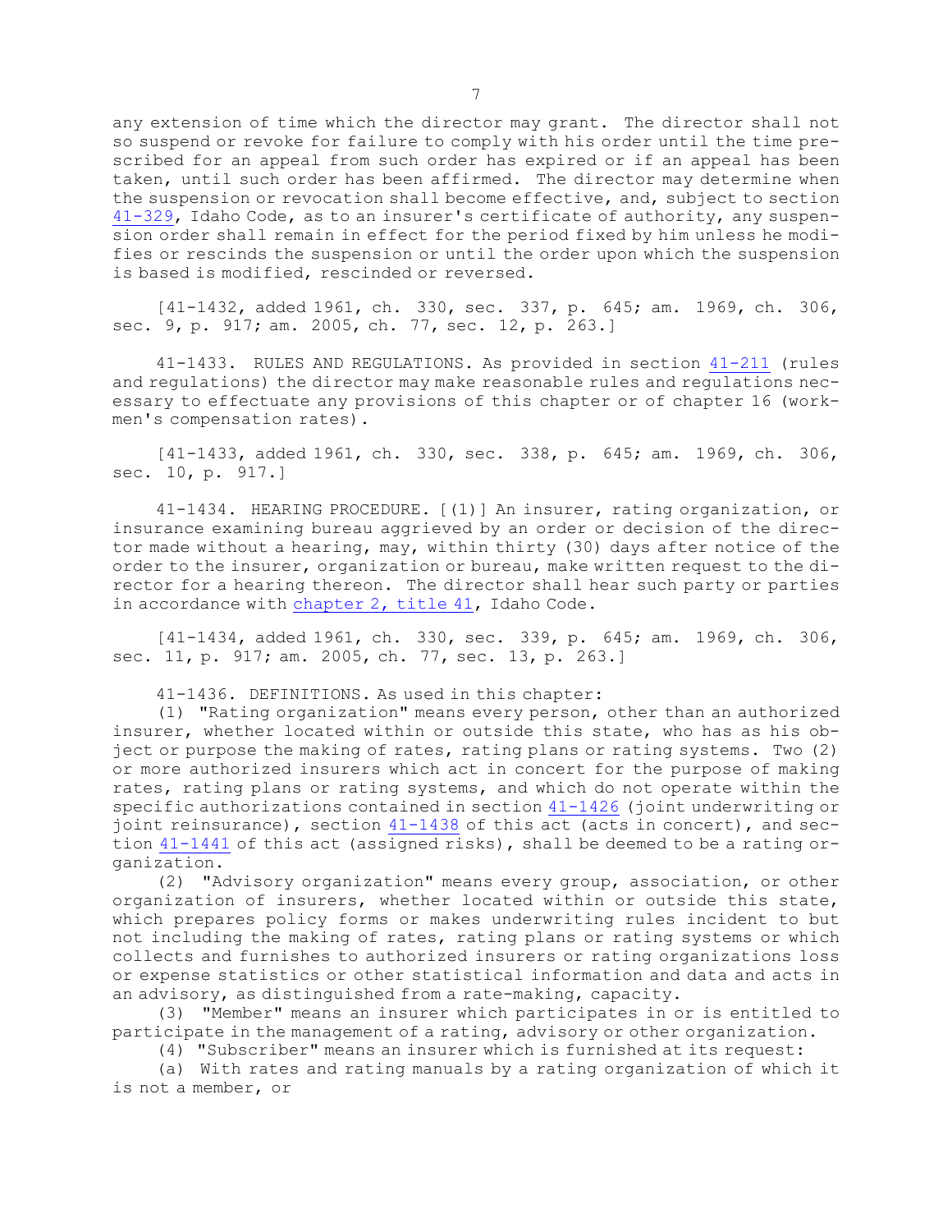any extension of time which the director may grant. The director shall not so suspend or revoke for failure to comply with his order until the time prescribed for an appeal from such order has expired or if an appeal has been taken, until such order has been affirmed. The director may determine when the suspension or revocation shall become effective, and, subject to section 41-329, Idaho Code, as to an insurer's certificate of authority, any suspension order shall remain in effect for the period fixed by him unless he modifies or rescinds the suspension or until the order upon which the suspension is based is modified, rescinded or reversed.

[41-1432, added 1961, ch. 330, sec. 337, p. 645; am. 1969, ch. 306, sec. 9, p. 917; am. 2005, ch. 77, sec. 12, p. 263.]

41-1433. RULES AND REGULATIONS. As provided in section 41-211 (rules and regulations) the director may make reasonable rules and regulations necessary to effectuate any provisions of this chapter or of chapter 16 (workmen's compensation rates).

[41-1433, added 1961, ch. 330, sec. 338, p. 645; am. 1969, ch. 306, sec. 10, p. 917.]

41-1434. HEARING PROCEDURE. [(1)] An insurer, rating organization, or insurance examining bureau aggrieved by an order or decision of the director made without a hearing, may, within thirty (30) days after notice of the order to the insurer, organization or bureau, make written request to the director for a hearing thereon. The director shall hear such party or parties in accordance with chapter 2, title 41, Idaho Code.

[41-1434, added 1961, ch. 330, sec. 339, p. 645; am. 1969, ch. 306, sec. 11, p. 917; am. 2005, ch. 77, sec. 13, p. 263.]

41-1436. DEFINITIONS. As used in this chapter:

(1) "Rating organization" means every person, other than an authorized insurer, whether located within or outside this state, who has as his object or purpose the making of rates, rating plans or rating systems. Two (2) or more authorized insurers which act in concert for the purpose of making rates, rating plans or rating systems, and which do not operate within the specific authorizations contained in section 41-1426 (joint underwriting or joint reinsurance), section 41-1438 of this act (acts in concert), and section 41-1441 of this act (assigned risks), shall be deemed to be a rating organization.

(2) "Advisory organization" means every group, association, or other organization of insurers, whether located within or outside this state, which prepares policy forms or makes underwriting rules incident to but not including the making of rates, rating plans or rating systems or which collects and furnishes to authorized insurers or rating organizations loss or expense statistics or other statistical information and data and acts in an advisory, as distinguished from a rate-making, capacity.

(3) "Member" means an insurer which participates in or is entitled to participate in the management of a rating, advisory or other organization.

(4) "Subscriber" means an insurer which is furnished at its request:

(a) With rates and rating manuals by a rating organization of which it is not a member, or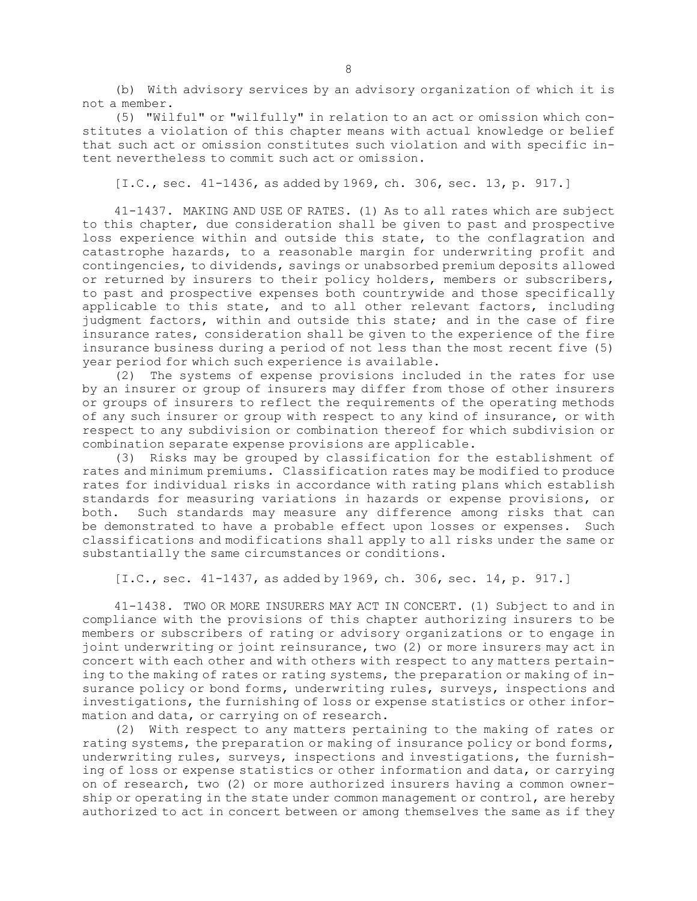(b) With advisory services by an advisory organization of which it is not a member.

(5) "Wilful" or "wilfully" in relation to an act or omission which constitutes a violation of this chapter means with actual knowledge or belief that such act or omission constitutes such violation and with specific intent nevertheless to commit such act or omission.

[I.C., sec. 41-1436, as added by 1969, ch. 306, sec. 13, p. 917.]

41-1437. MAKING AND USE OF RATES. (1) As to all rates which are subject to this chapter, due consideration shall be given to past and prospective loss experience within and outside this state, to the conflagration and catastrophe hazards, to a reasonable margin for underwriting profit and contingencies, to dividends, savings or unabsorbed premium deposits allowed or returned by insurers to their policy holders, members or subscribers, to past and prospective expenses both countrywide and those specifically applicable to this state, and to all other relevant factors, including judgment factors, within and outside this state; and in the case of fire insurance rates, consideration shall be given to the experience of the fire insurance business during a period of not less than the most recent five (5) year period for which such experience is available.

(2) The systems of expense provisions included in the rates for use by an insurer or group of insurers may differ from those of other insurers or groups of insurers to reflect the requirements of the operating methods of any such insurer or group with respect to any kind of insurance, or with respect to any subdivision or combination thereof for which subdivision or combination separate expense provisions are applicable.

(3) Risks may be grouped by classification for the establishment of rates and minimum premiums. Classification rates may be modified to produce rates for individual risks in accordance with rating plans which establish standards for measuring variations in hazards or expense provisions, or both. Such standards may measure any difference among risks that can be demonstrated to have a probable effect upon losses or expenses. Such classifications and modifications shall apply to all risks under the same or substantially the same circumstances or conditions.

[I.C., sec. 41-1437, as added by 1969, ch. 306, sec. 14, p. 917.]

41-1438. TWO OR MORE INSURERS MAY ACT IN CONCERT. (1) Subject to and in compliance with the provisions of this chapter authorizing insurers to be members or subscribers of rating or advisory organizations or to engage in joint underwriting or joint reinsurance, two (2) or more insurers may act in concert with each other and with others with respect to any matters pertaining to the making of rates or rating systems, the preparation or making of insurance policy or bond forms, underwriting rules, surveys, inspections and investigations, the furnishing of loss or expense statistics or other information and data, or carrying on of research.

(2) With respect to any matters pertaining to the making of rates or rating systems, the preparation or making of insurance policy or bond forms, underwriting rules, surveys, inspections and investigations, the furnishing of loss or expense statistics or other information and data, or carrying on of research, two (2) or more authorized insurers having a common ownership or operating in the state under common management or control, are hereby authorized to act in concert between or among themselves the same as if they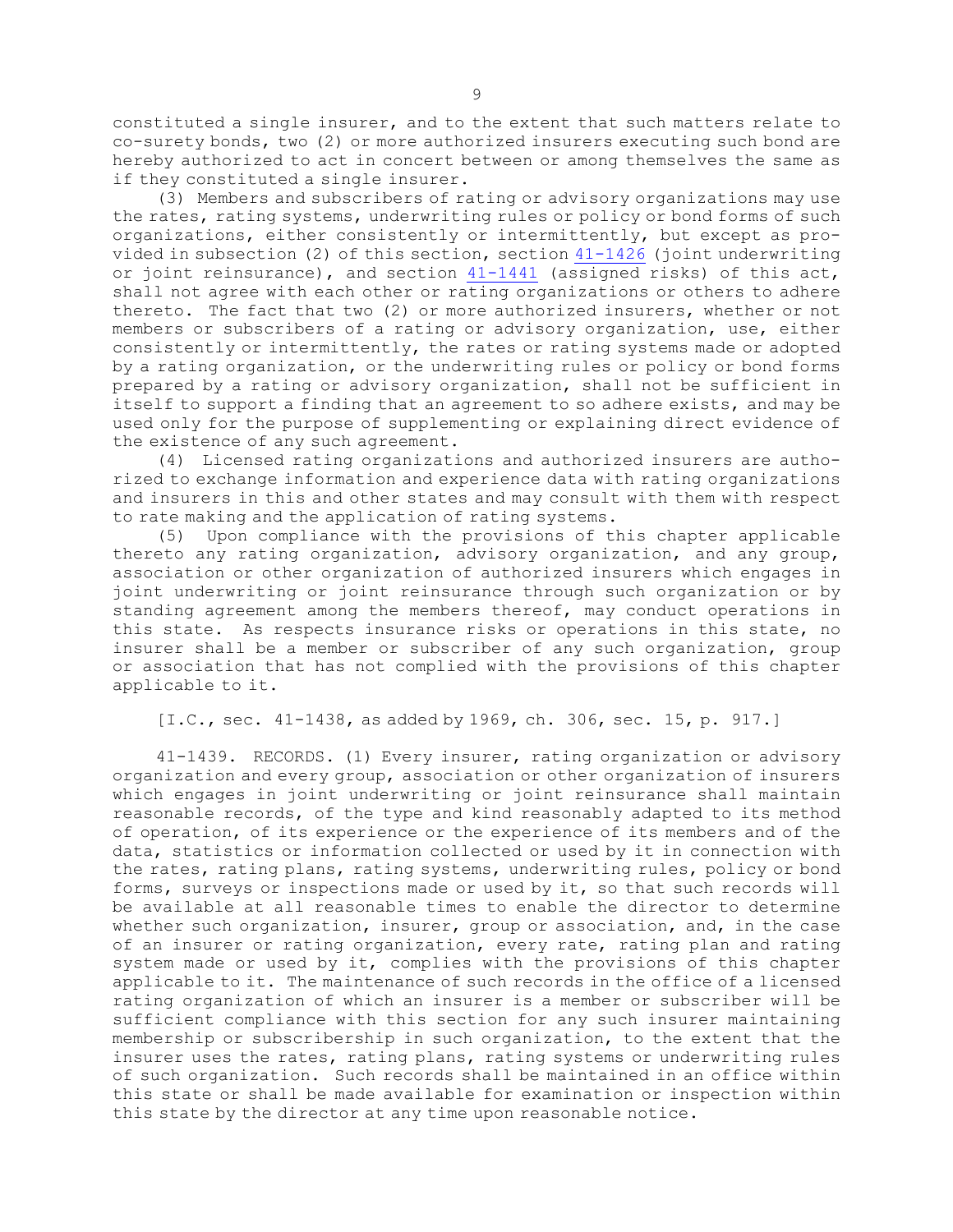constituted a single insurer, and to the extent that such matters relate to co-surety bonds, two (2) or more authorized insurers executing such bond are hereby authorized to act in concert between or among themselves the same as if they constituted a single insurer.

(3) Members and subscribers of rating or advisory organizations may use the rates, rating systems, underwriting rules or policy or bond forms of such organizations, either consistently or intermittently, but except as provided in subsection (2) of this section, section 41-1426 (joint underwriting or joint reinsurance), and section 41-1441 (assigned risks) of this act, shall not agree with each other or rating organizations or others to adhere thereto. The fact that two (2) or more authorized insurers, whether or not members or subscribers of a rating or advisory organization, use, either consistently or intermittently, the rates or rating systems made or adopted by a rating organization, or the underwriting rules or policy or bond forms prepared by a rating or advisory organization, shall not be sufficient in itself to support a finding that an agreement to so adhere exists, and may be used only for the purpose of supplementing or explaining direct evidence of the existence of any such agreement.

(4) Licensed rating organizations and authorized insurers are authorized to exchange information and experience data with rating organizations and insurers in this and other states and may consult with them with respect to rate making and the application of rating systems.

(5) Upon compliance with the provisions of this chapter applicable thereto any rating organization, advisory organization, and any group, association or other organization of authorized insurers which engages in joint underwriting or joint reinsurance through such organization or by standing agreement among the members thereof, may conduct operations in this state. As respects insurance risks or operations in this state, no insurer shall be a member or subscriber of any such organization, group or association that has not complied with the provisions of this chapter applicable to it.

[I.C., sec. 41-1438, as added by 1969, ch. 306, sec. 15, p. 917.]

41-1439. RECORDS. (1) Every insurer, rating organization or advisory organization and every group, association or other organization of insurers which engages in joint underwriting or joint reinsurance shall maintain reasonable records, of the type and kind reasonably adapted to its method of operation, of its experience or the experience of its members and of the data, statistics or information collected or used by it in connection with the rates, rating plans, rating systems, underwriting rules, policy or bond forms, surveys or inspections made or used by it, so that such records will be available at all reasonable times to enable the director to determine whether such organization, insurer, group or association, and, in the case of an insurer or rating organization, every rate, rating plan and rating system made or used by it, complies with the provisions of this chapter applicable to it. The maintenance of such records in the office of a licensed rating organization of which an insurer is a member or subscriber will be sufficient compliance with this section for any such insurer maintaining membership or subscribership in such organization, to the extent that the insurer uses the rates, rating plans, rating systems or underwriting rules of such organization. Such records shall be maintained in an office within this state or shall be made available for examination or inspection within this state by the director at any time upon reasonable notice.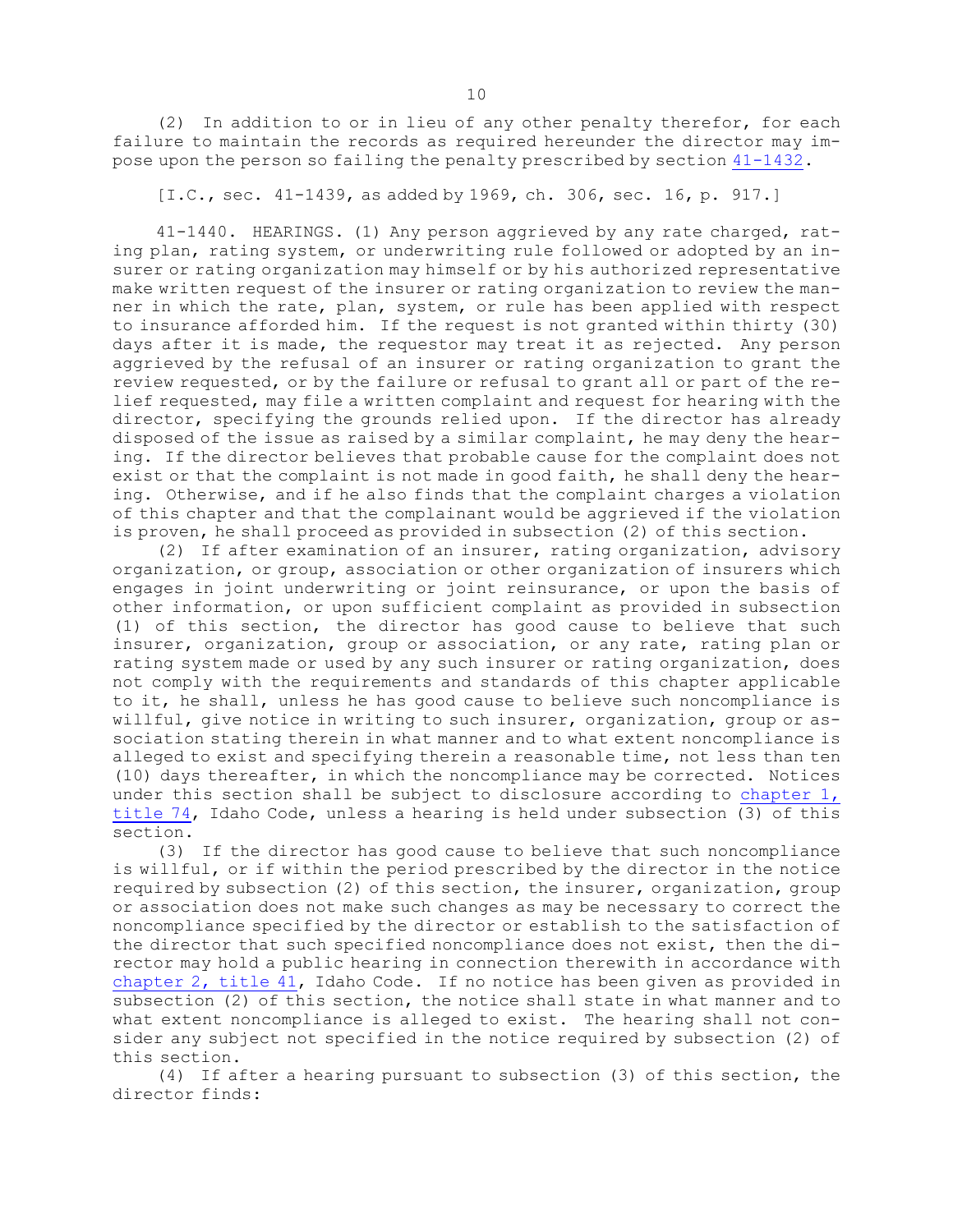(2) In addition to or in lieu of any other penalty therefor, for each failure to maintain the records as required hereunder the director may impose upon the person so failing the penalty prescribed by section 41-1432.

[I.C., sec. 41-1439, as added by 1969, ch. 306, sec. 16, p. 917.]

41-1440. HEARINGS. (1) Any person aggrieved by any rate charged, rating plan, rating system, or underwriting rule followed or adopted by an insurer or rating organization may himself or by his authorized representative make written request of the insurer or rating organization to review the manner in which the rate, plan, system, or rule has been applied with respect to insurance afforded him. If the request is not granted within thirty (30) days after it is made, the requestor may treat it as rejected. Any person aggrieved by the refusal of an insurer or rating organization to grant the review requested, or by the failure or refusal to grant all or part of the relief requested, may file a written complaint and request for hearing with the director, specifying the grounds relied upon. If the director has already disposed of the issue as raised by a similar complaint, he may deny the hearing. If the director believes that probable cause for the complaint does not exist or that the complaint is not made in good faith, he shall deny the hearing. Otherwise, and if he also finds that the complaint charges a violation of this chapter and that the complainant would be aggrieved if the violation is proven, he shall proceed as provided in subsection (2) of this section.

(2) If after examination of an insurer, rating organization, advisory organization, or group, association or other organization of insurers which engages in joint underwriting or joint reinsurance, or upon the basis of other information, or upon sufficient complaint as provided in subsection (1) of this section, the director has good cause to believe that such insurer, organization, group or association, or any rate, rating plan or rating system made or used by any such insurer or rating organization, does not comply with the requirements and standards of this chapter applicable to it, he shall, unless he has good cause to believe such noncompliance is willful, give notice in writing to such insurer, organization, group or association stating therein in what manner and to what extent noncompliance is alleged to exist and specifying therein a reasonable time, not less than ten (10) days thereafter, in which the noncompliance may be corrected. Notices under this section shall be subject to disclosure according to chapter 1, title 74, Idaho Code, unless a hearing is held under subsection (3) of this section.

(3) If the director has good cause to believe that such noncompliance is willful, or if within the period prescribed by the director in the notice required by subsection (2) of this section, the insurer, organization, group or association does not make such changes as may be necessary to correct the noncompliance specified by the director or establish to the satisfaction of the director that such specified noncompliance does not exist, then the director may hold a public hearing in connection therewith in accordance with chapter 2, title 41, Idaho Code. If no notice has been given as provided in subsection (2) of this section, the notice shall state in what manner and to what extent noncompliance is alleged to exist. The hearing shall not consider any subject not specified in the notice required by subsection (2) of this section.

(4) If after a hearing pursuant to subsection (3) of this section, the director finds: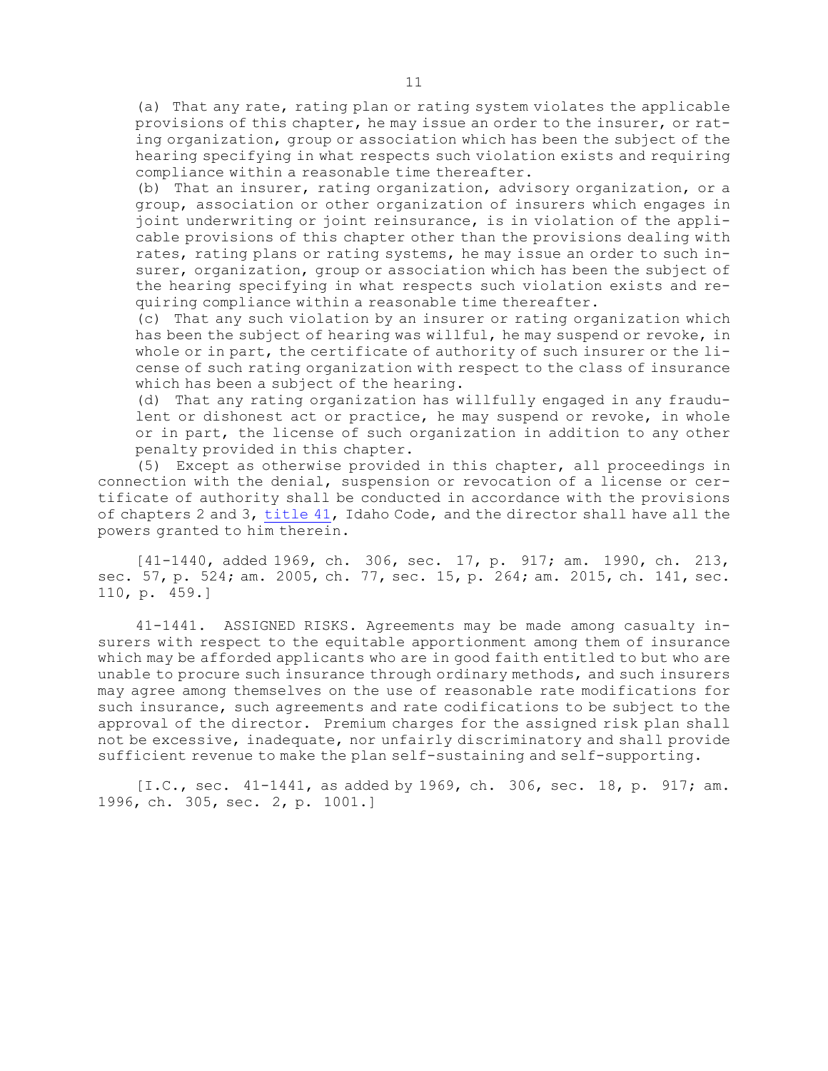(a) That any rate, rating plan or rating system violates the applicable provisions of this chapter, he may issue an order to the insurer, or rating organization, group or association which has been the subject of the hearing specifying in what respects such violation exists and requiring compliance within a reasonable time thereafter.

(b) That an insurer, rating organization, advisory organization, or a group, association or other organization of insurers which engages in joint underwriting or joint reinsurance, is in violation of the applicable provisions of this chapter other than the provisions dealing with rates, rating plans or rating systems, he may issue an order to such insurer, organization, group or association which has been the subject of the hearing specifying in what respects such violation exists and requiring compliance within a reasonable time thereafter.

(c) That any such violation by an insurer or rating organization which has been the subject of hearing was willful, he may suspend or revoke, in whole or in part, the certificate of authority of such insurer or the license of such rating organization with respect to the class of insurance which has been a subject of the hearing.

(d) That any rating organization has willfully engaged in any fraudulent or dishonest act or practice, he may suspend or revoke, in whole or in part, the license of such organization in addition to any other penalty provided in this chapter.

(5) Except as otherwise provided in this chapter, all proceedings in connection with the denial, suspension or revocation of a license or certificate of authority shall be conducted in accordance with the provisions of chapters 2 and 3, title 41, Idaho Code, and the director shall have all the powers granted to him therein.

[41-1440, added 1969, ch. 306, sec. 17, p. 917; am. 1990, ch. 213, sec. 57, p. 524; am. 2005, ch. 77, sec. 15, p. 264; am. 2015, ch. 141, sec. 110, p. 459.]

41-1441. ASSIGNED RISKS. Agreements may be made among casualty insurers with respect to the equitable apportionment among them of insurance which may be afforded applicants who are in good faith entitled to but who are unable to procure such insurance through ordinary methods, and such insurers may agree among themselves on the use of reasonable rate modifications for such insurance, such agreements and rate codifications to be subject to the approval of the director. Premium charges for the assigned risk plan shall not be excessive, inadequate, nor unfairly discriminatory and shall provide sufficient revenue to make the plan self-sustaining and self-supporting.

[I.C., sec. 41-1441, as added by 1969, ch. 306, sec. 18, p. 917; am. 1996, ch. 305, sec. 2, p. 1001.]